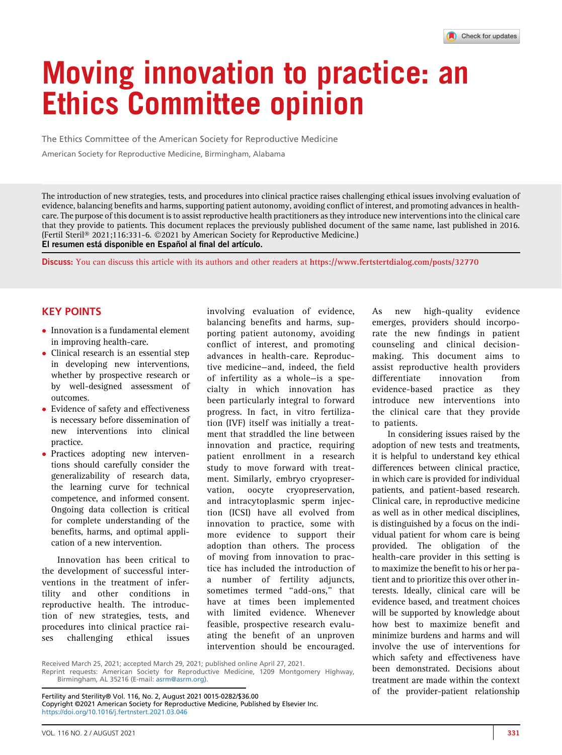# Moving innovation to practice: an Ethics Committee opinion

The Ethics Committee of the American Society for Reproductive Medicine

American Society for Reproductive Medicine, Birmingham, Alabama

The introduction of new strategies, tests, and procedures into clinical practice raises challenging ethical issues involving evaluation of evidence, balancing benefits and harms, supporting patient autonomy, avoiding conflict of interest, and promoting advances in health-care. The purpose of this document is to assist reproductive health practitioners as they introduce new interventions into the clinical care that they provide to patients. This document replaces the previously published document of the same name, last published in 2016. (Fertil Steril® 2021;116:331-6. ©2021 by American Society for Reproductive Medicine.)

**El resumen está disponible en Español al final del artículo.**

**Discuss:** You can discuss this article with its authors and other readers at https://www.fertstertdialog.com/posts/32770

## KEY POINTS

- Innovation is a fundamental element in improving health-care.
- Clinical research is an essential step in developing new interventions, whether by prospective research or by well-designed assessment of outcomes.
- Evidence of safety and effectiveness is necessary before dissemination of new interventions into clinical practice.
- Practices adopting new interventions should carefully consider the generalizability of research data, the learning curve for technical competence, and informed consent. Ongoing data collection is critical for complete understanding of the benefits, harms, and optimal application of a new intervention.

Innovation has been critical to the development of successful interventions in the treatment of infertility and other conditions in reproductive health. The introduction of new strategies, tests, and procedures into clinical practice raises challenging ethical issues involving evaluation of evidence, balancing benefits and harms, supporting patient autonomy, avoiding conflict of interest, and promoting advances in health-care. Reproductive medicine—and, indeed, the field of infertility as a whole—is a specialty in which innovation has been particularly integral to forward progress. In fact, in vitro fertilization (IVF) itself was initially a treatment that straddled the line between innovation and practice, requiring patient enrollment in a research study to move forward with treatment. Similarly, embryo cryopreservation, oocyte cryopreservation, and intracytoplasmic sperm injection (ICSI) have all evolved from innovation to practice, some with more evidence to support their adoption than others. The process of moving from innovation to practice has included the introduction of a number of fertility adjuncts, sometimes termed "add-ons," that have at times been implemented with limited evidence. Whenever feasible, prospective research evaluating the benefit of an unproven intervention should be encouraged. As new high-quality evidence emerges, providers should incorporate the new findings in patient counseling and clinical decision-making. This document aims to assist reproductive health providers differentiate innovation from evidence-based practice as they introduce new interventions into the clinical care that they provide to patients.

In considering issues raised by the adoption of new tests and treatments, it is helpful to understand key ethical differences between clinical practice, in which care is provided for individual patients, and patient-based research. Clinical care, in reproductive medicine as well as in other medical disciplines, is distinguished by a focus on the individual patient for whom care is being provided. The obligation of the health-care provider in this setting is to maximize the benefit to his or her patient and to prioritize this over other interests. Ideally, clinical care will be evidence based, and treatment choices will be supported by knowledge about how best to maximize benefit and minimize burdens and harms and will involve the use of interventions for which safety and effectiveness have been demonstrated. Decisions about treatment are made within the context of the provider-patient relationship

Received March 25, 2021; accepted March 29, 2021; published online April 27, 2021.
Reprint requests: American Society for Reproductive Medicine, 1209 Montgomery Highway, Birmingham, AL 35216 (E-mail: asrm@asrm.org).

Fertility and Sterility® Vol. 116, No. 2, August 2021 0015-0282/$36.00
Copyright ©2021 American Society for Reproductive Medicine, Published by Elsevier Inc.
https://doi.org/10.1016/j.fertnstert.2021.03.046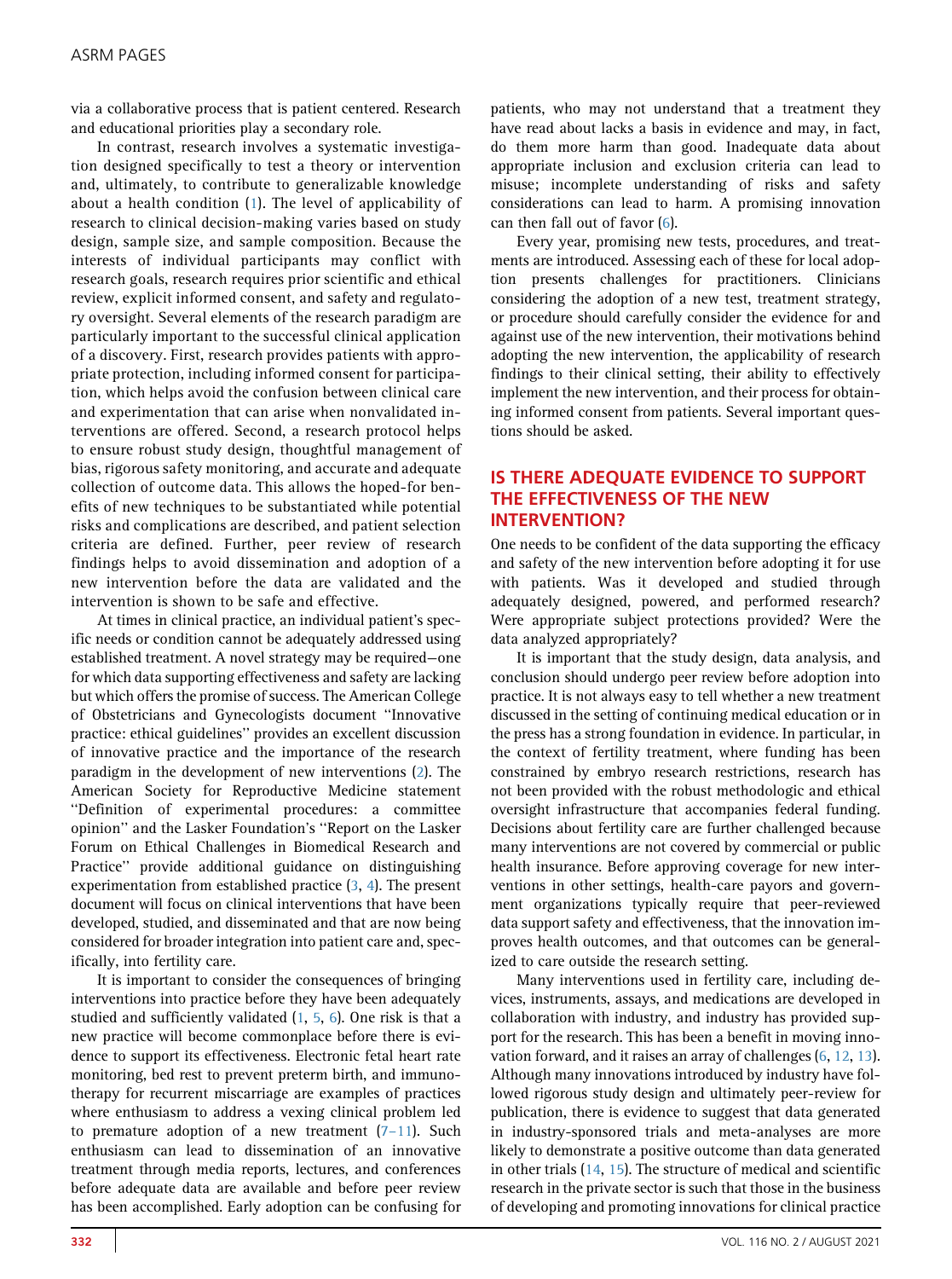via a collaborative process that is patient centered. Research and educational priorities play a secondary role.

In contrast, research involves a systematic investigation designed specifically to test a theory or intervention and, ultimately, to contribute to generalizable knowledge about a health condition (1). The level of applicability of research to clinical decision-making varies based on study design, sample size, and sample composition. Because the interests of individual participants may conflict with research goals, research requires prior scientific and ethical review, explicit informed consent, and safety and regulatory oversight. Several elements of the research paradigm are particularly important to the successful clinical application of a discovery. First, research provides patients with appropriate protection, including informed consent for participation, which helps avoid the confusion between clinical care and experimentation that can arise when nonvalidated interventions are offered. Second, a research protocol helps to ensure robust study design, thoughtful management of bias, rigorous safety monitoring, and accurate and adequate collection of outcome data. This allows the hoped-for benefits of new techniques to be substantiated while potential risks and complications are described, and patient selection criteria are defined. Further, peer review of research findings helps to avoid dissemination and adoption of a new intervention before the data are validated and the intervention is shown to be safe and effective.

At times in clinical practice, an individual patient's specific needs or condition cannot be adequately addressed using established treatment. A novel strategy may be required—one for which data supporting effectiveness and safety are lacking but which offers the promise of success. The American College of Obstetricians and Gynecologists document "Innovative practice: ethical guidelines" provides an excellent discussion of innovative practice and the importance of the research paradigm in the development of new interventions (2). The American Society for Reproductive Medicine statement "Definition of experimental procedures: a committee opinion" and the Lasker Foundation's "Report on the Lasker Forum on Ethical Challenges in Biomedical Research and Practice" provide additional guidance on distinguishing experimentation from established practice (3, 4). The present document will focus on clinical interventions that have been developed, studied, and disseminated and that are now being considered for broader integration into patient care and, specifically, into fertility care.

It is important to consider the consequences of bringing interventions into practice before they have been adequately studied and sufficiently validated (1, 5, 6). One risk is that a new practice will become commonplace before there is evidence to support its effectiveness. Electronic fetal heart rate monitoring, bed rest to prevent preterm birth, and immunotherapy for recurrent miscarriage are examples of practices where enthusiasm to address a vexing clinical problem led to premature adoption of a new treatment (7–11). Such enthusiasm can lead to dissemination of an innovative treatment through media reports, lectures, and conferences before adequate data are available and before peer review has been accomplished. Early adoption can be confusing for patients, who may not understand that a treatment they have read about lacks a basis in evidence and may, in fact, do them more harm than good. Inadequate data about appropriate inclusion and exclusion criteria can lead to misuse; incomplete understanding of risks and safety considerations can lead to harm. A promising innovation can then fall out of favor (6).

Every year, promising new tests, procedures, and treatments are introduced. Assessing each of these for local adoption presents challenges for practitioners. Clinicians considering the adoption of a new test, treatment strategy, or procedure should carefully consider the evidence for and against use of the new intervention, their motivations behind adopting the new intervention, the applicability of research findings to their clinical setting, their ability to effectively implement the new intervention, and their process for obtaining informed consent from patients. Several important questions should be asked.

## IS THERE ADEQUATE EVIDENCE TO SUPPORT THE EFFECTIVENESS OF THE NEW INTERVENTION?

One needs to be confident of the data supporting the efficacy and safety of the new intervention before adopting it for use with patients. Was it developed and studied through adequately designed, powered, and performed research? Were appropriate subject protections provided? Were the data analyzed appropriately?

It is important that the study design, data analysis, and conclusion should undergo peer review before adoption into practice. It is not always easy to tell whether a new treatment discussed in the setting of continuing medical education or in the press has a strong foundation in evidence. In particular, in the context of fertility treatment, where funding has been constrained by embryo research restrictions, research has not been provided with the robust methodologic and ethical oversight infrastructure that accompanies federal funding. Decisions about fertility care are further challenged because many interventions are not covered by commercial or public health insurance. Before approving coverage for new interventions in other settings, health-care payors and government organizations typically require that peer-reviewed data support safety and effectiveness, that the innovation improves health outcomes, and that outcomes can be generalized to care outside the research setting.

Many interventions used in fertility care, including devices, instruments, assays, and medications are developed in collaboration with industry, and industry has provided support for the research. This has been a benefit in moving innovation forward, and it raises an array of challenges (6, 12, 13). Although many innovations introduced by industry have followed rigorous study design and ultimately peer-review for publication, there is evidence to suggest that data generated in industry-sponsored trials and meta-analyses are more likely to demonstrate a positive outcome than data generated in other trials (14, 15). The structure of medical and scientific research in the private sector is such that those in the business of developing and promoting innovations for clinical practice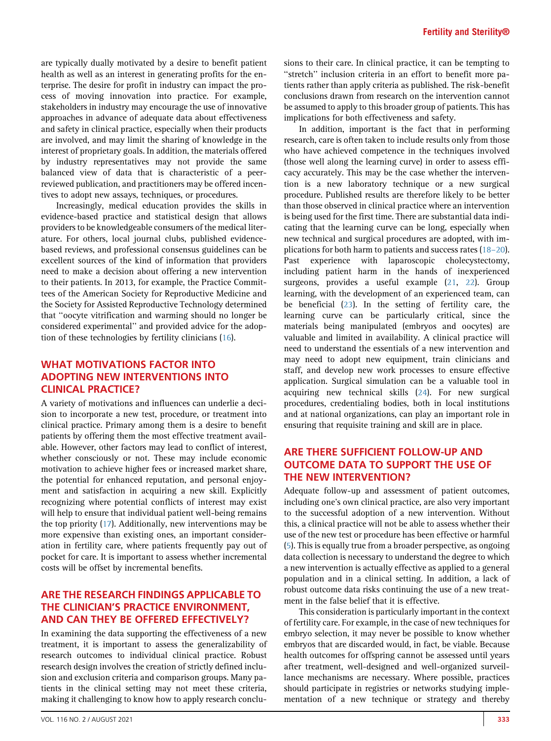are typically dually motivated by a desire to benefit patient health as well as an interest in generating profits for the enterprise. The desire for profit in industry can impact the process of moving innovation into practice. For example, stakeholders in industry may encourage the use of innovative approaches in advance of adequate data about effectiveness and safety in clinical practice, especially when their products are involved, and may limit the sharing of knowledge in the interest of proprietary goals. In addition, the materials offered by industry representatives may not provide the same balanced view of data that is characteristic of a peer-reviewed publication, and practitioners may be offered incentives to adopt new assays, techniques, or procedures.

Increasingly, medical education provides the skills in evidence-based practice and statistical design that allows providers to be knowledgeable consumers of the medical literature. For others, local journal clubs, published evidence-based reviews, and professional consensus guidelines can be excellent sources of the kind of information that providers need to make a decision about offering a new intervention to their patients. In 2013, for example, the Practice Committees of the American Society for Reproductive Medicine and the Society for Assisted Reproductive Technology determined that ''oocyte vitrification and warming should no longer be considered experimental'' and provided advice for the adoption of these technologies by fertility clinicians (16).

## WHAT MOTIVATIONS FACTOR INTO ADOPTING NEW INTERVENTIONS INTO CLINICAL PRACTICE?

A variety of motivations and influences can underlie a decision to incorporate a new test, procedure, or treatment into clinical practice. Primary among them is a desire to benefit patients by offering them the most effective treatment available. However, other factors may lead to conflict of interest, whether consciously or not. These may include economic motivation to achieve higher fees or increased market share, the potential for enhanced reputation, and personal enjoyment and satisfaction in acquiring a new skill. Explicitly recognizing where potential conflicts of interest may exist will help to ensure that individual patient well-being remains the top priority (17). Additionally, new interventions may be more expensive than existing ones, an important consideration in fertility care, where patients frequently pay out of pocket for care. It is important to assess whether incremental costs will be offset by incremental benefits.

## ARE THE RESEARCH FINDINGS APPLICABLE TO THE CLINICIAN'S PRACTICE ENVIRONMENT, AND CAN THEY BE OFFERED EFFECTIVELY?

In examining the data supporting the effectiveness of a new treatment, it is important to assess the generalizability of research outcomes to individual clinical practice. Robust research design involves the creation of strictly defined inclusion and exclusion criteria and comparison groups. Many patients in the clinical setting may not meet these criteria, making it challenging to know how to apply research conclusions to their care. In clinical practice, it can be tempting to ''stretch'' inclusion criteria in an effort to benefit more patients rather than apply criteria as published. The risk-benefit conclusions drawn from research on the intervention cannot be assumed to apply to this broader group of patients. This has implications for both effectiveness and safety.

In addition, important is the fact that in performing research, care is often taken to include results only from those who have achieved competence in the techniques involved (those well along the learning curve) in order to assess efficacy accurately. This may be the case whether the intervention is a new laboratory technique or a new surgical procedure. Published results are therefore likely to be better than those observed in clinical practice where an intervention is being used for the first time. There are substantial data indicating that the learning curve can be long, especially when new technical and surgical procedures are adopted, with implications for both harm to patients and success rates (18–20). Past experience with laparoscopic cholecystectomy, including patient harm in the hands of inexperienced surgeons, provides a useful example (21, 22). Group learning, with the development of an experienced team, can be beneficial (23). In the setting of fertility care, the learning curve can be particularly critical, since the materials being manipulated (embryos and oocytes) are valuable and limited in availability. A clinical practice will need to understand the essentials of a new intervention and may need to adopt new equipment, train clinicians and staff, and develop new work processes to ensure effective application. Surgical simulation can be a valuable tool in acquiring new technical skills (24). For new surgical procedures, credentialing bodies, both in local institutions and at national organizations, can play an important role in ensuring that requisite training and skill are in place.

## ARE THERE SUFFICIENT FOLLOW-UP AND OUTCOME DATA TO SUPPORT THE USE OF THE NEW INTERVENTION?

Adequate follow-up and assessment of patient outcomes, including one's own clinical practice, are also very important to the successful adoption of a new intervention. Without this, a clinical practice will not be able to assess whether their use of the new test or procedure has been effective or harmful (5). This is equally true from a broader perspective, as ongoing data collection is necessary to understand the degree to which a new intervention is actually effective as applied to a general population and in a clinical setting. In addition, a lack of robust outcome data risks continuing the use of a new treatment in the false belief that it is effective.

This consideration is particularly important in the context of fertility care. For example, in the case of new techniques for embryo selection, it may never be possible to know whether embryos that are discarded would, in fact, be viable. Because health outcomes for offspring cannot be assessed until years after treatment, well-designed and well-organized surveillance mechanisms are necessary. Where possible, practices should participate in registries or networks studying implementation of a new technique or strategy and thereby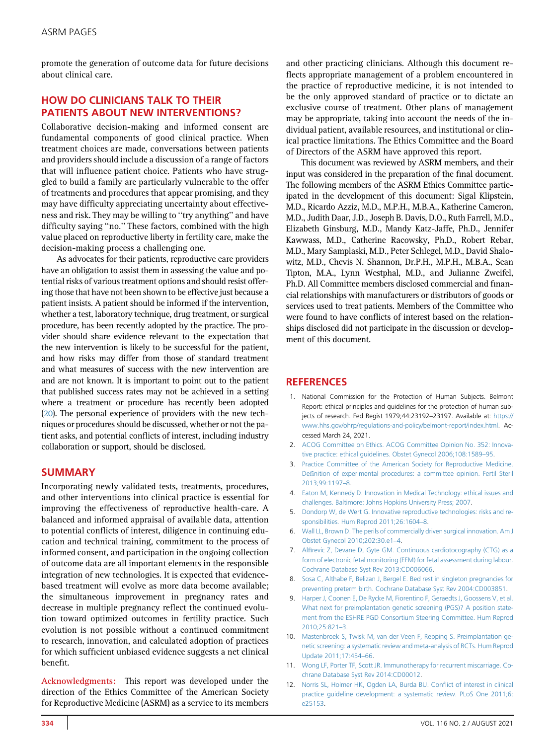promote the generation of outcome data for future decisions about clinical care.

## HOW DO CLINICIANS TALK TO THEIR PATIENTS ABOUT NEW INTERVENTIONS?

Collaborative decision-making and informed consent are fundamental components of good clinical practice. When treatment choices are made, conversations between patients and providers should include a discussion of a range of factors that will influence patient choice. Patients who have struggled to build a family are particularly vulnerable to the offer of treatments and procedures that appear promising, and they may have difficulty appreciating uncertainty about effectiveness and risk. They may be willing to ''try anything'' and have difficulty saying ''no.'' These factors, combined with the high value placed on reproductive liberty in fertility care, make the decision-making process a challenging one.

As advocates for their patients, reproductive care providers have an obligation to assist them in assessing the value and potential risks of various treatment options and should resist offering those that have not been shown to be effective just because a patient insists. A patient should be informed if the intervention, whether a test, laboratory technique, drug treatment, or surgical procedure, has been recently adopted by the practice. The provider should share evidence relevant to the expectation that the new intervention is likely to be successful for the patient, and how risks may differ from those of standard treatment and what measures of success with the new intervention are and are not known. It is important to point out to the patient that published success rates may not be achieved in a setting where a treatment or procedure has recently been adopted (20). The personal experience of providers with the new techniques or procedures should be discussed, whether or not the patient asks, and potential conflicts of interest, including industry collaboration or support, should be disclosed.

## SUMMARY

Incorporating newly validated tests, treatments, procedures, and other interventions into clinical practice is essential for improving the effectiveness of reproductive health-care. A balanced and informed appraisal of available data, attention to potential conflicts of interest, diligence in continuing education and technical training, commitment to the process of informed consent, and participation in the ongoing collection of outcome data are all important elements in the responsible integration of new technologies. It is expected that evidence-based treatment will evolve as more data become available; the simultaneous improvement in pregnancy rates and decrease in multiple pregnancy reflect the continued evolution toward optimized outcomes in fertility practice. Such evolution is not possible without a continued commitment to research, innovation, and calculated adoption of practices for which sufficient unbiased evidence suggests a net clinical benefit.

**Acknowledgments:** This report was developed under the direction of the Ethics Committee of the American Society for Reproductive Medicine (ASRM) as a service to its members and other practicing clinicians. Although this document reflects appropriate management of a problem encountered in the practice of reproductive medicine, it is not intended to be the only approved standard of practice or to dictate an exclusive course of treatment. Other plans of management may be appropriate, taking into account the needs of the individual patient, available resources, and institutional or clinical practice limitations. The Ethics Committee and the Board of Directors of the ASRM have approved this report.

This document was reviewed by ASRM members, and their input was considered in the preparation of the final document. The following members of the ASRM Ethics Committee participated in the development of this document: Sigal Klipstein, M.D., Ricardo Azziz, M.D., M.P.H., M.B.A., Katherine Cameron, M.D., Judith Daar, J.D., Joseph B. Davis, D.O., Ruth Farrell, M.D., Elizabeth Ginsburg, M.D., Mandy Katz-Jaffe, Ph.D., Jennifer Kawwass, M.D., Catherine Racowsky, Ph.D., Robert Rebar, M.D., Mary Samplaski, M.D., Peter Schlegel, M.D., David Shalowitz, M.D., Chevis N. Shannon, Dr.P.H., M.P.H., M.B.A., Sean Tipton, M.A., Lynn Westphal, M.D., and Julianne Zweifel, Ph.D. All Committee members disclosed commercial and financial relationships with manufacturers or distributors of goods or services used to treat patients. Members of the Committee who were found to have conflicts of interest based on the relationships disclosed did not participate in the discussion or development of this document.

## REFERENCES

1. National Commission for the Protection of Human Subjects. Belmont Report: ethical principles and guidelines for the protection of human subjects of research. Fed Regist 1979;44:23192–23197. Available at: https://www.hhs.gov/ohrp/regulations-and-policy/belmont-report/index.html. Accessed March 24, 2021.
2. ACOG Committee on Ethics. ACOG Committee Opinion No. 352: Innovative practice: ethical guidelines. Obstet Gynecol 2006;108:1589–95.
3. Practice Committee of the American Society for Reproductive Medicine. Definition of experimental procedures: a committee opinion. Fertil Steril 2013;99:1197–8.
4. Eaton M, Kennedy D. Innovation in Medical Technology: ethical issues and challenges. Baltimore: Johns Hopkins University Press; 2007.
5. Dondorp W, de Wert G. Innovative reproductive technologies: risks and responsibilities. Hum Reprod 2011;26:1604–8.
6. Wall LL, Brown D. The perils of commercially driven surgical innovation. Am J Obstet Gynecol 2010;202:30.e1–4.
7. Alfirevic Z, Devane D, Gyte GM. Continuous cardiotocography (CTG) as a form of electronic fetal monitoring (EFM) for fetal assessment during labour. Cochrane Database Syst Rev 2013:CD006066.
8. Sosa C, Althabe F, Belizan J, Bergel E. Bed rest in singleton pregnancies for preventing preterm birth. Cochrane Database Syst Rev 2004:CD003851.
9. Harper J, Coonen E, De Rycke M, Fiorentino F, Geraedts J, Goossens V, et al. What next for preimplantation genetic screening (PGS)? A position statement from the ESHRE PGD Consortium Steering Committee. Hum Reprod 2010;25:821–3.
10. Mastenbroek S, Twisk M, van der Veen F, Repping S. Preimplantation genetic screening: a systematic review and meta-analysis of RCTs. Hum Reprod Update 2011;17:454–66.
11. Wong LF, Porter TF, Scott JR. Immunotherapy for recurrent miscarriage. Cochrane Database Syst Rev 2014:CD00012.
12. Norris SL, Holmer HK, Ogden LA, Burda BU. Conflict of interest in clinical practice guideline development: a systematic review. PLoS One 2011;6:e25153.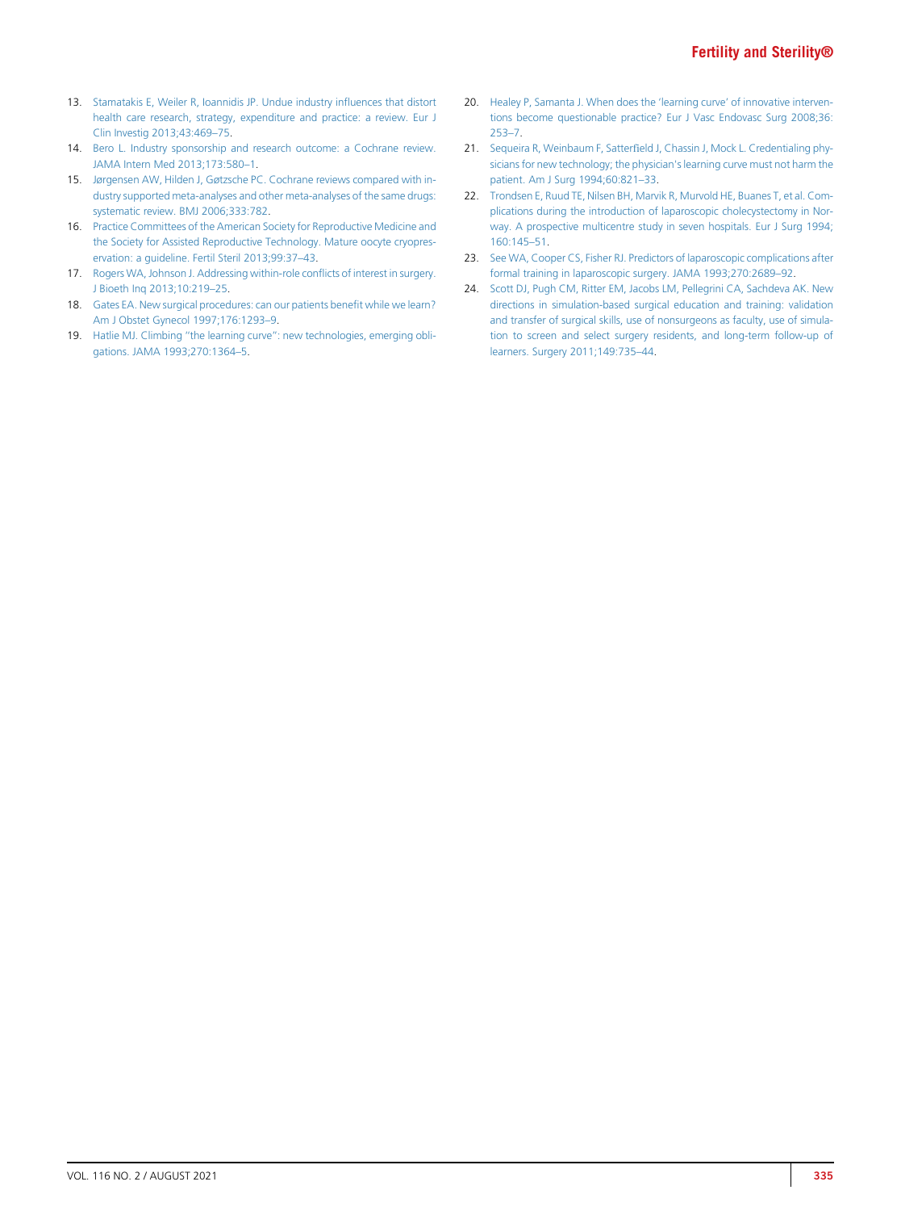13. Stamatakis E, Weiler R, Ioannidis JP. Undue industry influences that distort health care research, strategy, expenditure and practice: a review. Eur J Clin Investig 2013;43:469–75.
14. Bero L. Industry sponsorship and research outcome: a Cochrane review. JAMA Intern Med 2013;173:580–1.
15. Jørgensen AW, Hilden J, Gøtzsche PC. Cochrane reviews compared with industry supported meta-analyses and other meta-analyses of the same drugs: systematic review. BMJ 2006;333:782.
16. Practice Committees of the American Society for Reproductive Medicine and the Society for Assisted Reproductive Technology. Mature oocyte cryopreservation: a guideline. Fertil Steril 2013;99:37–43.
17. Rogers WA, Johnson J. Addressing within-role conflicts of interest in surgery. J Bioeth Inq 2013;10:219–25.
18. Gates EA. New surgical procedures: can our patients benefit while we learn? Am J Obstet Gynecol 1997;176:1293–9.
19. Hatlie MJ. Climbing "the learning curve": new technologies, emerging obligations. JAMA 1993;270:1364–5.
20. Healey P, Samanta J. When does the 'learning curve' of innovative interventions become questionable practice? Eur J Vasc Endovasc Surg 2008;36: 253–7.
21. Sequeira R, Weinbaum F, Satterfield J, Chassin J, Mock L. Credentialing physicians for new technology; the physician's learning curve must not harm the patient. Am J Surg 1994;60:821–33.
22. Trondsen E, Ruud TE, Nilsen BH, Marvik R, Murvold HE, Buanes T, et al. Complications during the introduction of laparoscopic cholecystectomy in Norway. A prospective multicentre study in seven hospitals. Eur J Surg 1994; 160:145–51.
23. See WA, Cooper CS, Fisher RJ. Predictors of laparoscopic complications after formal training in laparoscopic surgery. JAMA 1993;270:2689–92.
24. Scott DJ, Pugh CM, Ritter EM, Jacobs LM, Pellegrini CA, Sachdeva AK. New directions in simulation-based surgical education and training: validation and transfer of surgical skills, use of nonsurgeons as faculty, use of simulation to screen and select surgery residents, and long-term follow-up of learners. Surgery 2011;149:735–44.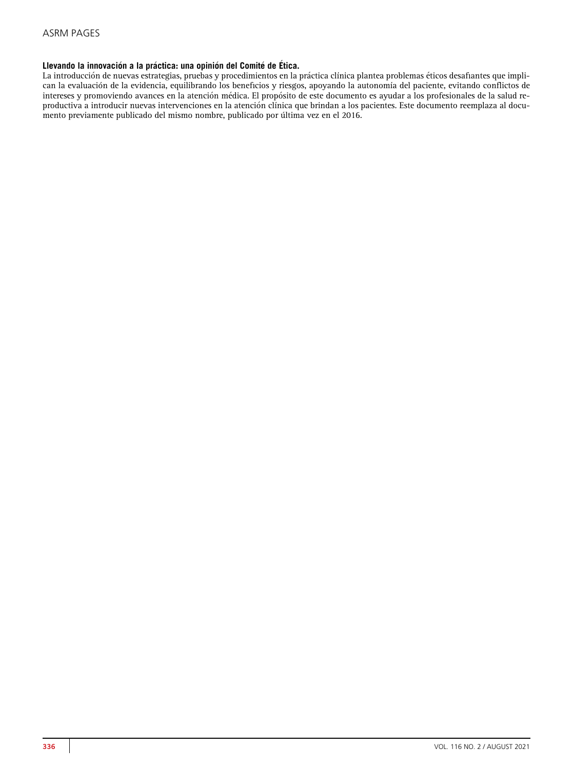**Llevando la innovación a la práctica: una opinión del Comité de Ética.**

La introducción de nuevas estrategias, pruebas y procedimientos en la práctica clínica plantea problemas éticos desafiantes que implican la evaluación de la evidencia, equilibrando los beneficios y riesgos, apoyando la autonomía del paciente, evitando conflictos de intereses y promoviendo avances en la atención médica. El propósito de este documento es ayudar a los profesionales de la salud reproductiva a introducir nuevas intervenciones en la atención clínica que brindan a los pacientes. Este documento reemplaza al documento previamente publicado del mismo nombre, publicado por última vez en el 2016.